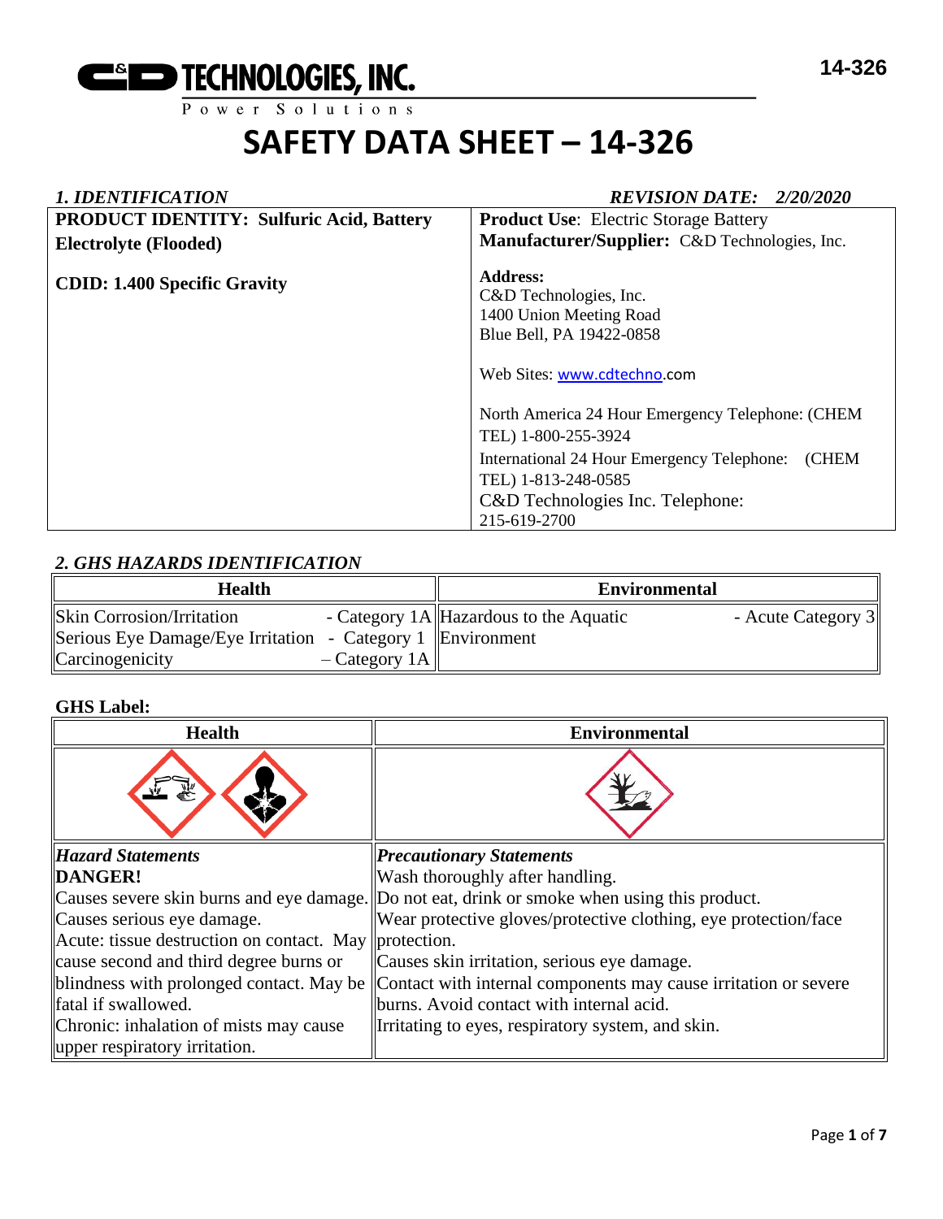C&D TECHNOLOGIES, INC.
Power Solutions

# SAFETY DATA SHEET – 14-326

## *1. IDENTIFICATION*

***REVISION DATE: 2/20/2020***

| **PRODUCT IDENTITY: Sulfuric Acid, Battery Electrolyte (Flooded)**<br><br>**CDID: 1.400 Specific Gravity** | **Product Use**: Electric Storage Battery<br>**Manufacturer/Supplier:** C&D Technologies, Inc.<br><br>**Address:**<br>C&D Technologies, Inc.<br>1400 Union Meeting Road<br>Blue Bell, PA 19422-0858<br><br>Web Sites: www.cdtechno.com<br><br>North America 24 Hour Emergency Telephone: (CHEM TEL) 1-800-255-3924<br>International 24 Hour Emergency Telephone: (CHEM TEL) 1-813-248-0585<br>C&D Technologies Inc. Telephone: 215-619-2700 |
|---|---|

## *2. GHS HAZARDS IDENTIFICATION*

| Health | Environmental |
|---|---|
| Skin Corrosion/Irritation - Category 1A<br>Serious Eye Damage/Eye Irritation - Category 1<br>Carcinogenicity – Category 1A | Hazardous to the Aquatic Environment - Acute Category 3 |

**GHS Label:**

| Health | Environmental |
|---|---|
| | |
| ***Hazard Statements***<br>**DANGER!**<br>Causes severe skin burns and eye damage.<br>Causes serious eye damage.<br>Acute: tissue destruction on contact. May cause second and third degree burns or blindness with prolonged contact. May be fatal if swallowed.<br>Chronic: inhalation of mists may cause upper respiratory irritation. | ***Precautionary Statements***<br>Wash thoroughly after handling.<br>Do not eat, drink or smoke when using this product.<br>Wear protective gloves/protective clothing, eye protection/face protection.<br>Causes skin irritation, serious eye damage.<br>Contact with internal components may cause irritation or severe burns. Avoid contact with internal acid.<br>Irritating to eyes, respiratory system, and skin. |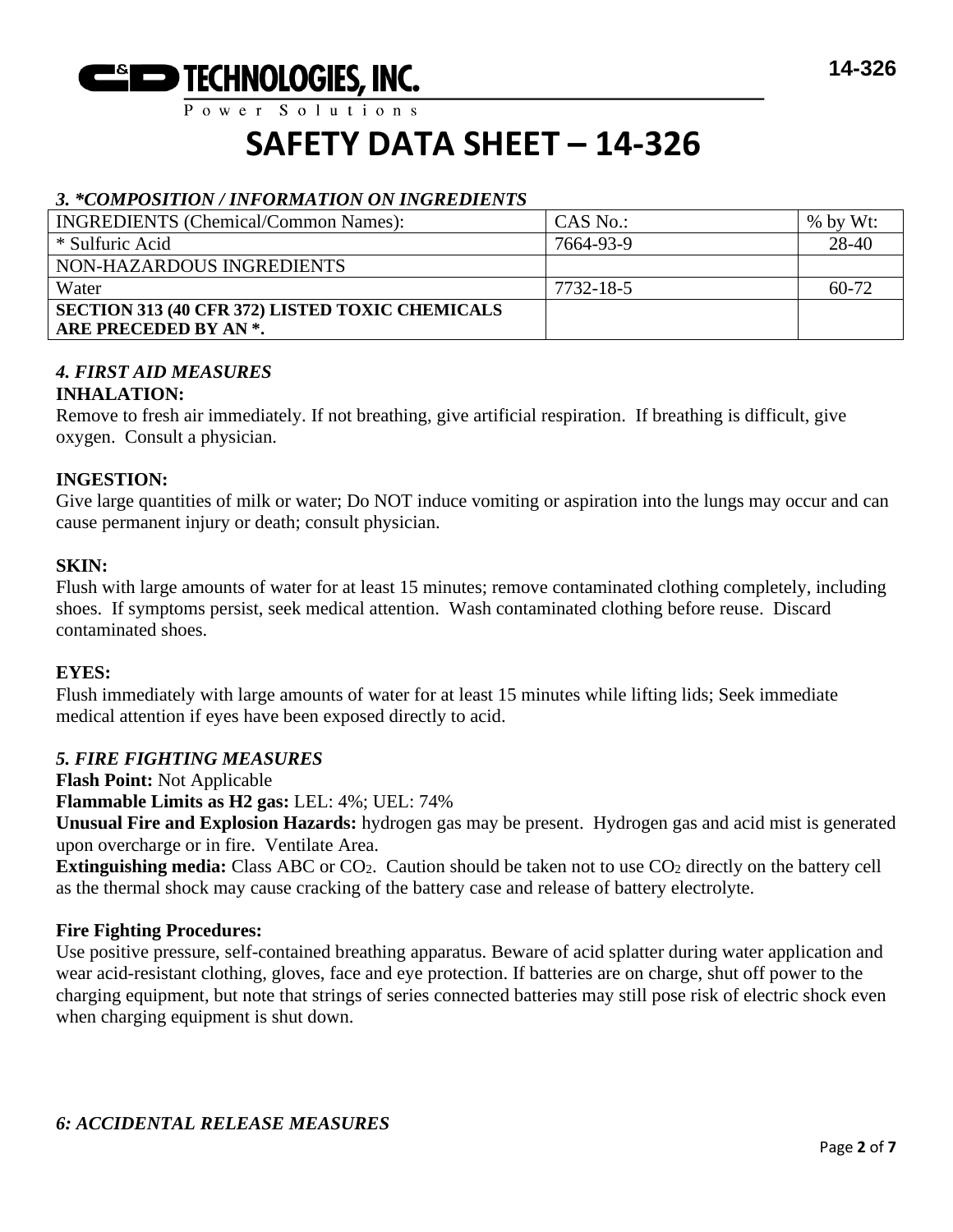# SAFETY DATA SHEET – 14-326

### *3. *COMPOSITION / INFORMATION ON INGREDIENTS*

| INGREDIENTS (Chemical/Common Names): | CAS No.: | % by Wt: |
|---|---|---|
| * Sulfuric Acid | 7664-93-9 | 28-40 |
| NON-HAZARDOUS INGREDIENTS | | |
| Water | 7732-18-5 | 60-72 |
| **SECTION 313 (40 CFR 372) LISTED TOXIC CHEMICALS ARE PRECEDED BY AN *.** | | |

### *4. FIRST AID MEASURES*

**INHALATION:**

Remove to fresh air immediately. If not breathing, give artificial respiration. If breathing is difficult, give oxygen. Consult a physician.

**INGESTION:**

Give large quantities of milk or water; Do NOT induce vomiting or aspiration into the lungs may occur and can cause permanent injury or death; consult physician.

**SKIN:**

Flush with large amounts of water for at least 15 minutes; remove contaminated clothing completely, including shoes. If symptoms persist, seek medical attention. Wash contaminated clothing before reuse. Discard contaminated shoes.

**EYES:**

Flush immediately with large amounts of water for at least 15 minutes while lifting lids; Seek immediate medical attention if eyes have been exposed directly to acid.

### *5. FIRE FIGHTING MEASURES*

**Flash Point:** Not Applicable

**Flammable Limits as H2 gas:** LEL: 4%; UEL: 74%

**Unusual Fire and Explosion Hazards:** hydrogen gas may be present. Hydrogen gas and acid mist is generated upon overcharge or in fire. Ventilate Area.

**Extinguishing media:** Class ABC or $CO_2$. Caution should be taken not to use $CO_2$ directly on the battery cell as the thermal shock may cause cracking of the battery case and release of battery electrolyte.

**Fire Fighting Procedures:**

Use positive pressure, self-contained breathing apparatus. Beware of acid splatter during water application and wear acid-resistant clothing, gloves, face and eye protection. If batteries are on charge, shut off power to the charging equipment, but note that strings of series connected batteries may still pose risk of electric shock even when charging equipment is shut down.

### *6: ACCIDENTAL RELEASE MEASURES*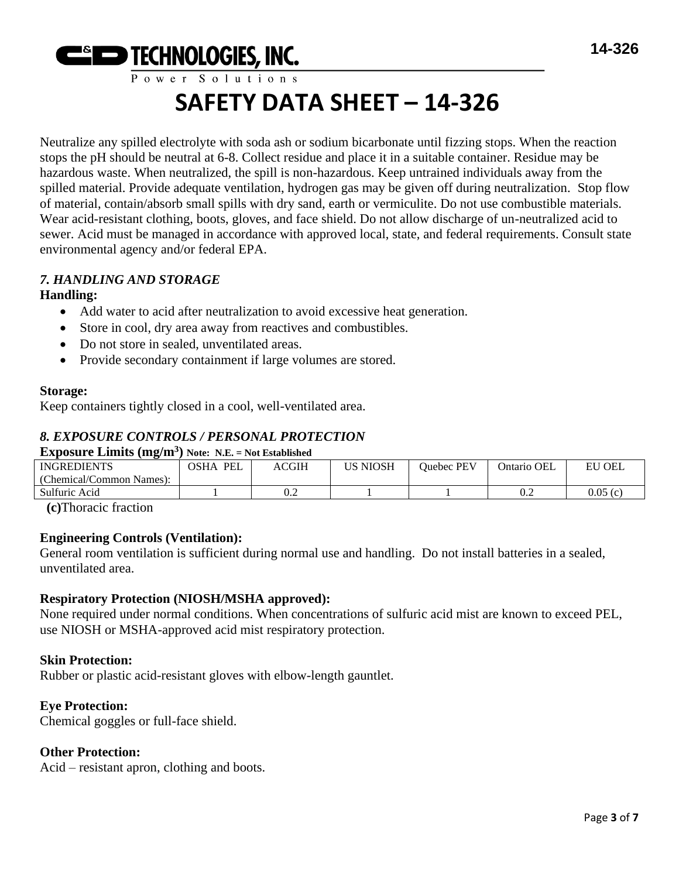Neutralize any spilled electrolyte with soda ash or sodium bicarbonate until fizzing stops. When the reaction stops the pH should be neutral at 6-8. Collect residue and place it in a suitable container. Residue may be hazardous waste. When neutralized, the spill is non-hazardous. Keep untrained individuals away from the spilled material. Provide adequate ventilation, hydrogen gas may be given off during neutralization. Stop flow of material, contain/absorb small spills with dry sand, earth or vermiculite. Do not use combustible materials. Wear acid-resistant clothing, boots, gloves, and face shield. Do not allow discharge of un-neutralized acid to sewer. Acid must be managed in accordance with approved local, state, and federal requirements. Consult state environmental agency and/or federal EPA.

### *7. HANDLING AND STORAGE*

**Handling:**

- Add water to acid after neutralization to avoid excessive heat generation.
- Store in cool, dry area away from reactives and combustibles.
- Do not store in sealed, unventilated areas.
- Provide secondary containment if large volumes are stored.

**Storage:**

Keep containers tightly closed in a cool, well-ventilated area.

### *8. EXPOSURE CONTROLS / PERSONAL PROTECTION*

**Exposure Limits (mg/m$^3$)** **Note: N.E. = Not Established**

| INGREDIENTS (Chemical/Common Names): | OSHA PEL | ACGIH | US NIOSH | Quebec PEV | Ontario OEL | EU OEL |
|---|---|---|---|---|---|---|
| Sulfuric Acid | 1 | 0.2 | 1 | 1 | 0.2 | 0.05 (c) |

**(c)**Thoracic fraction

**Engineering Controls (Ventilation):**

General room ventilation is sufficient during normal use and handling. Do not install batteries in a sealed, unventilated area.

**Respiratory Protection (NIOSH/MSHA approved):**

None required under normal conditions. When concentrations of sulfuric acid mist are known to exceed PEL, use NIOSH or MSHA-approved acid mist respiratory protection.

**Skin Protection:**

Rubber or plastic acid-resistant gloves with elbow-length gauntlet.

**Eye Protection:**

Chemical goggles or full-face shield.

**Other Protection:**

Acid – resistant apron, clothing and boots.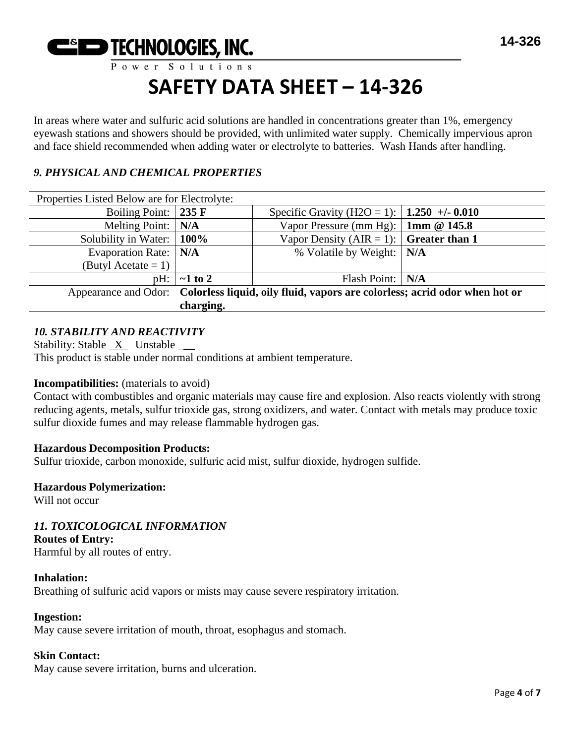In areas where water and sulfuric acid solutions are handled in concentrations greater than 1%, emergency eyewash stations and showers should be provided, with unlimited water supply. Chemically impervious apron and face shield recommended when adding water or electrolyte to batteries. Wash Hands after handling.

### *9. PHYSICAL AND CHEMICAL PROPERTIES*

| Properties Listed Below are for Electrolyte: | | | |
|---|---|---|---|
| Boiling Point: | **235 F** | Specific Gravity (H2O = 1): | **1.250 +/- 0.010** |
| Melting Point: | **N/A** | Vapor Pressure (mm Hg): | **1mm @ 145.8** |
| Solubility in Water: | **100%** | Vapor Density (AIR = 1): | **Greater than 1** |
| Evaporation Rate: (Butyl Acetate = 1) | **N/A** | % Volatile by Weight: | **N/A** |
| pH: | **~1 to 2** | Flash Point: | **N/A** |
| Appearance and Odor: | **Colorless liquid, oily fluid, vapors are colorless; acrid odor when hot or charging.** | | |

### *10. STABILITY AND REACTIVITY*

Stability: Stable X Unstable __
This product is stable under normal conditions at ambient temperature.

**Incompatibilities:** (materials to avoid)
Contact with combustibles and organic materials may cause fire and explosion. Also reacts violently with strong reducing agents, metals, sulfur trioxide gas, strong oxidizers, and water. Contact with metals may produce toxic sulfur dioxide fumes and may release flammable hydrogen gas.

**Hazardous Decomposition Products:**
Sulfur trioxide, carbon monoxide, sulfuric acid mist, sulfur dioxide, hydrogen sulfide.

**Hazardous Polymerization:**
Will not occur

### *11. TOXICOLOGICAL INFORMATION*

**Routes of Entry:**
Harmful by all routes of entry.

**Inhalation:**
Breathing of sulfuric acid vapors or mists may cause severe respiratory irritation.

**Ingestion:**
May cause severe irritation of mouth, throat, esophagus and stomach.

**Skin Contact:**
May cause severe irritation, burns and ulceration.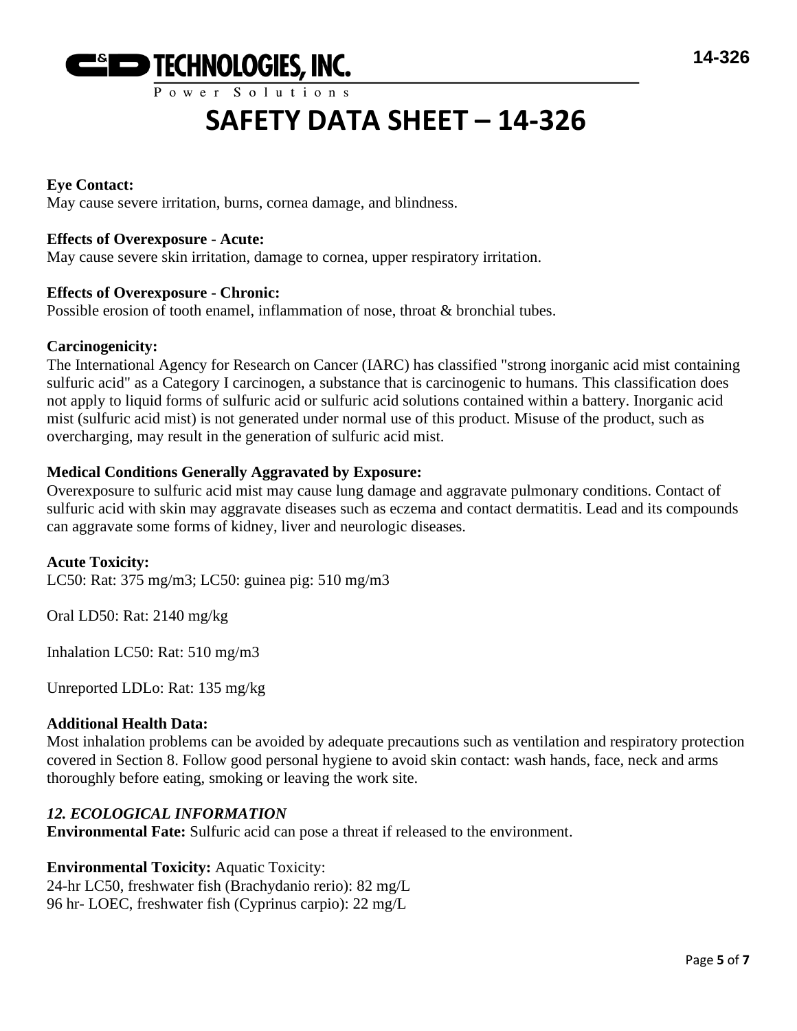**Eye Contact:**
May cause severe irritation, burns, cornea damage, and blindness.

**Effects of Overexposure - Acute:**
May cause severe skin irritation, damage to cornea, upper respiratory irritation.

**Effects of Overexposure - Chronic:**
Possible erosion of tooth enamel, inflammation of nose, throat & bronchial tubes.

**Carcinogenicity:**
The International Agency for Research on Cancer (IARC) has classified "strong inorganic acid mist containing sulfuric acid" as a Category I carcinogen, a substance that is carcinogenic to humans. This classification does not apply to liquid forms of sulfuric acid or sulfuric acid solutions contained within a battery. Inorganic acid mist (sulfuric acid mist) is not generated under normal use of this product. Misuse of the product, such as overcharging, may result in the generation of sulfuric acid mist.

**Medical Conditions Generally Aggravated by Exposure:**
Overexposure to sulfuric acid mist may cause lung damage and aggravate pulmonary conditions. Contact of sulfuric acid with skin may aggravate diseases such as eczema and contact dermatitis. Lead and its compounds can aggravate some forms of kidney, liver and neurologic diseases.

**Acute Toxicity:**
LC50: Rat: 375 mg/m3; LC50: guinea pig: 510 mg/m3

Oral LD50: Rat: 2140 mg/kg

Inhalation LC50: Rat: 510 mg/m3

Unreported LDLo: Rat: 135 mg/kg

**Additional Health Data:**
Most inhalation problems can be avoided by adequate precautions such as ventilation and respiratory protection covered in Section 8. Follow good personal hygiene to avoid skin contact: wash hands, face, neck and arms thoroughly before eating, smoking or leaving the work site.

### *12. ECOLOGICAL INFORMATION*

**Environmental Fate:** Sulfuric acid can pose a threat if released to the environment.

**Environmental Toxicity:** Aquatic Toxicity:
24-hr LC50, freshwater fish (Brachydanio rerio): 82 mg/L
96 hr- LOEC, freshwater fish (Cyprinus carpio): 22 mg/L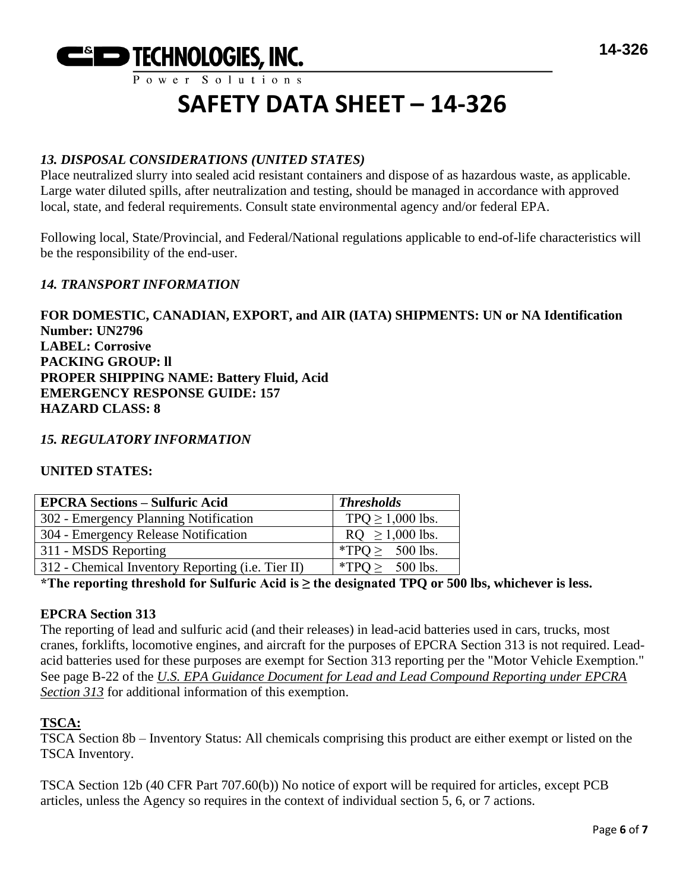# SAFETY DATA SHEET – 14-326

### *13. DISPOSAL CONSIDERATIONS (UNITED STATES)*

Place neutralized slurry into sealed acid resistant containers and dispose of as hazardous waste, as applicable. Large water diluted spills, after neutralization and testing, should be managed in accordance with approved local, state, and federal requirements. Consult state environmental agency and/or federal EPA.

Following local, State/Provincial, and Federal/National regulations applicable to end-of-life characteristics will be the responsibility of the end-user.

### *14. TRANSPORT INFORMATION*

**FOR DOMESTIC, CANADIAN, EXPORT, and AIR (IATA) SHIPMENTS: UN or NA Identification Number: UN2796**
**LABEL: Corrosive**
**PACKING GROUP: ll**
**PROPER SHIPPING NAME: Battery Fluid, Acid**
**EMERGENCY RESPONSE GUIDE: 157**
**HAZARD CLASS: 8**

### *15. REGULATORY INFORMATION*

**UNITED STATES:**

| EPCRA Sections – Sulfuric Acid | *Thresholds* |
|---|---|
| 302 - Emergency Planning Notification | TPQ ≥ 1,000 lbs. |
| 304 - Emergency Release Notification | RQ ≥ 1,000 lbs. |
| 311 - MSDS Reporting | *TPQ ≥ 500 lbs. |
| 312 - Chemical Inventory Reporting (i.e. Tier II) | *TPQ ≥ 500 lbs. |

**\*The reporting threshold for Sulfuric Acid is ≥ the designated TPQ or 500 lbs, whichever is less.**

**EPCRA Section 313**

The reporting of lead and sulfuric acid (and their releases) in lead-acid batteries used in cars, trucks, most cranes, forklifts, locomotive engines, and aircraft for the purposes of EPCRA Section 313 is not required. Lead-acid batteries used for these purposes are exempt for Section 313 reporting per the "Motor Vehicle Exemption." See page B-22 of the *U.S. EPA Guidance Document for Lead and Lead Compound Reporting under EPCRA Section 313* for additional information of this exemption.

**TSCA:**

TSCA Section 8b – Inventory Status: All chemicals comprising this product are either exempt or listed on the TSCA Inventory.

TSCA Section 12b (40 CFR Part 707.60(b)) No notice of export will be required for articles, except PCB articles, unless the Agency so requires in the context of individual section 5, 6, or 7 actions.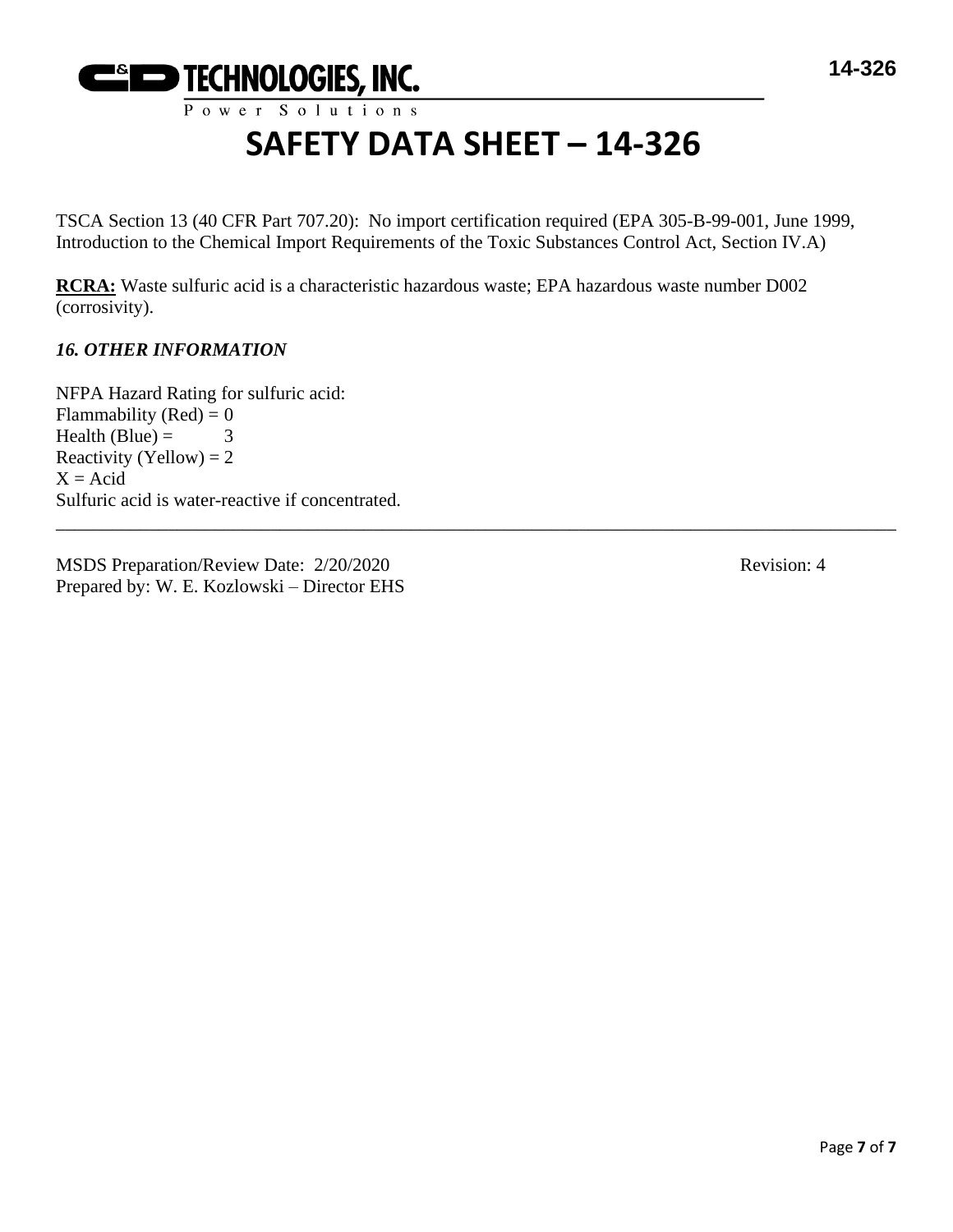TSCA Section 13 (40 CFR Part 707.20): No import certification required (EPA 305-B-99-001, June 1999, Introduction to the Chemical Import Requirements of the Toxic Substances Control Act, Section IV.A)

**RCRA:** Waste sulfuric acid is a characteristic hazardous waste; EPA hazardous waste number D002 (corrosivity).

### *16. OTHER INFORMATION*

NFPA Hazard Rating for sulfuric acid:
Flammability (Red) = 0
Health (Blue) = 3
Reactivity (Yellow) = 2
X = Acid
Sulfuric acid is water-reactive if concentrated.

---

MSDS Preparation/Review Date: 2/20/2020 Revision: 4
Prepared by: W. E. Kozlowski – Director EHS